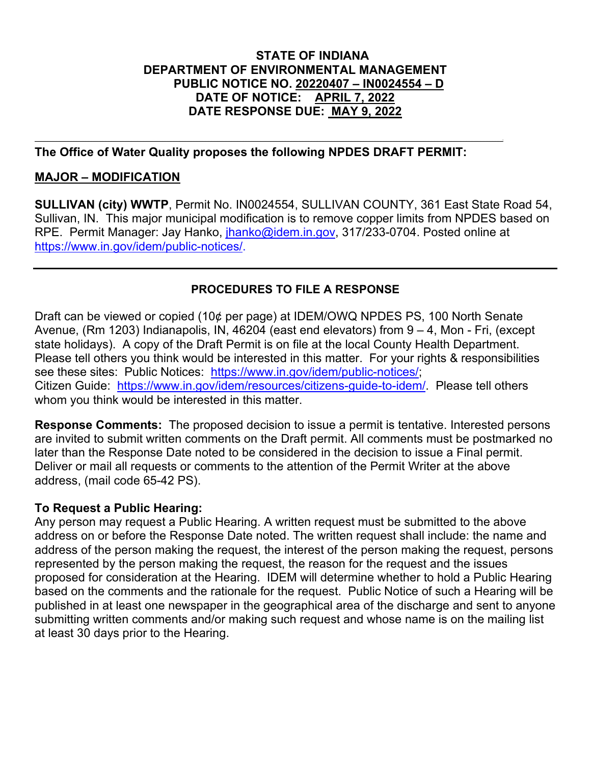**STATE OF INDIANA**
**DEPARTMENT OF ENVIRONMENTAL MANAGEMENT**
**PUBLIC NOTICE NO. 20220407 – IN0024554 – D**
**DATE OF NOTICE: APRIL 7, 2022**
**DATE RESPONSE DUE: MAY 9, 2022**

---

**The Office of Water Quality proposes the following NPDES DRAFT PERMIT:**

**MAJOR – MODIFICATION**

**SULLIVAN (city) WWTP**, Permit No. IN0024554, SULLIVAN COUNTY, 361 East State Road 54, Sullivan, IN. This major municipal modification is to remove copper limits from NPDES based on RPE. Permit Manager: Jay Hanko, jhanko@idem.in.gov, 317/233-0704. Posted online at https://www.in.gov/idem/public-notices/.

---

## PROCEDURES TO FILE A RESPONSE

Draft can be viewed or copied (10¢ per page) at IDEM/OWQ NPDES PS, 100 North Senate Avenue, (Rm 1203) Indianapolis, IN, 46204 (east end elevators) from 9 – 4, Mon - Fri, (except state holidays). A copy of the Draft Permit is on file at the local County Health Department. Please tell others you think would be interested in this matter. For your rights & responsibilities see these sites: Public Notices: https://www.in.gov/idem/public-notices/; Citizen Guide: https://www.in.gov/idem/resources/citizens-guide-to-idem/. Please tell others whom you think would be interested in this matter.

**Response Comments:** The proposed decision to issue a permit is tentative. Interested persons are invited to submit written comments on the Draft permit. All comments must be postmarked no later than the Response Date noted to be considered in the decision to issue a Final permit. Deliver or mail all requests or comments to the attention of the Permit Writer at the above address, (mail code 65-42 PS).

**To Request a Public Hearing:**
Any person may request a Public Hearing. A written request must be submitted to the above address on or before the Response Date noted. The written request shall include: the name and address of the person making the request, the interest of the person making the request, persons represented by the person making the request, the reason for the request and the issues proposed for consideration at the Hearing. IDEM will determine whether to hold a Public Hearing based on the comments and the rationale for the request. Public Notice of such a Hearing will be published in at least one newspaper in the geographical area of the discharge and sent to anyone submitting written comments and/or making such request and whose name is on the mailing list at least 30 days prior to the Hearing.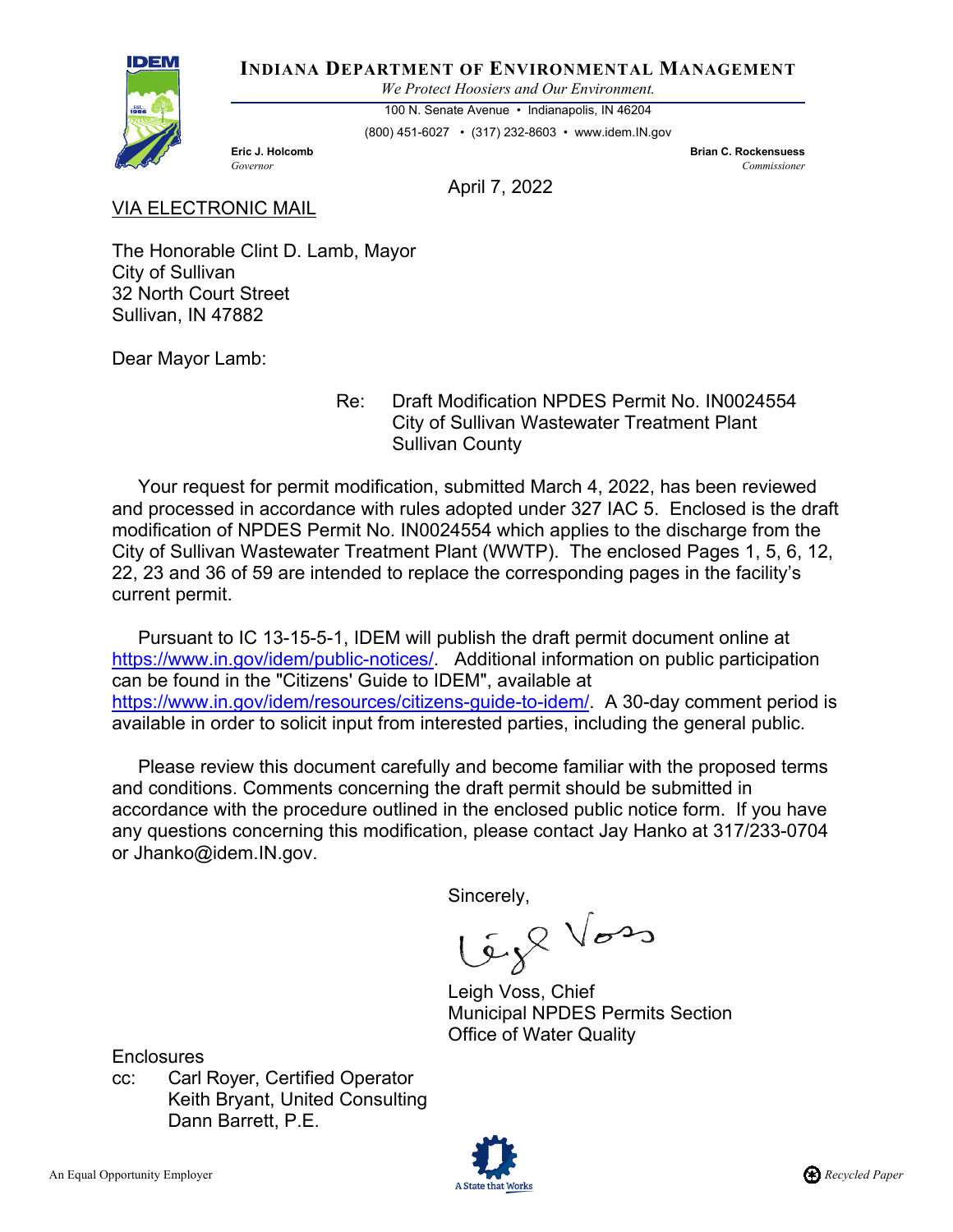# INDIANA DEPARTMENT OF ENVIRONMENTAL MANAGEMENT

*We Protect Hoosiers and Our Environment.*

100 N. Senate Avenue • Indianapolis, IN 46204

(800) 451-6027 • (317) 232-8603 • www.idem.IN.gov

**Eric J. Holcomb**
*Governor*

**Brian C. Rockensuess**
*Commissioner*

April 7, 2022

VIA ELECTRONIC MAIL

The Honorable Clint D. Lamb, Mayor
City of Sullivan
32 North Court Street
Sullivan, IN 47882

Dear Mayor Lamb:

Re: Draft Modification NPDES Permit No. IN0024554
City of Sullivan Wastewater Treatment Plant
Sullivan County

Your request for permit modification, submitted March 4, 2022, has been reviewed and processed in accordance with rules adopted under 327 IAC 5. Enclosed is the draft modification of NPDES Permit No. IN0024554 which applies to the discharge from the City of Sullivan Wastewater Treatment Plant (WWTP). The enclosed Pages 1, 5, 6, 12, 22, 23 and 36 of 59 are intended to replace the corresponding pages in the facility's current permit.

Pursuant to IC 13-15-5-1, IDEM will publish the draft permit document online at https://www.in.gov/idem/public-notices/. Additional information on public participation can be found in the "Citizens' Guide to IDEM", available at https://www.in.gov/idem/resources/citizens-guide-to-idem/. A 30-day comment period is available in order to solicit input from interested parties, including the general public.

Please review this document carefully and become familiar with the proposed terms and conditions. Comments concerning the draft permit should be submitted in accordance with the procedure outlined in the enclosed public notice form. If you have any questions concerning this modification, please contact Jay Hanko at 317/233-0704 or Jhanko@idem.IN.gov.

Sincerely,

Leigh Voss

Leigh Voss, Chief
Municipal NPDES Permits Section
Office of Water Quality

Enclosures
cc: Carl Royer, Certified Operator
Keith Bryant, United Consulting
Dann Barrett, P.E.

An Equal Opportunity Employer

A State that Works

Recycled Paper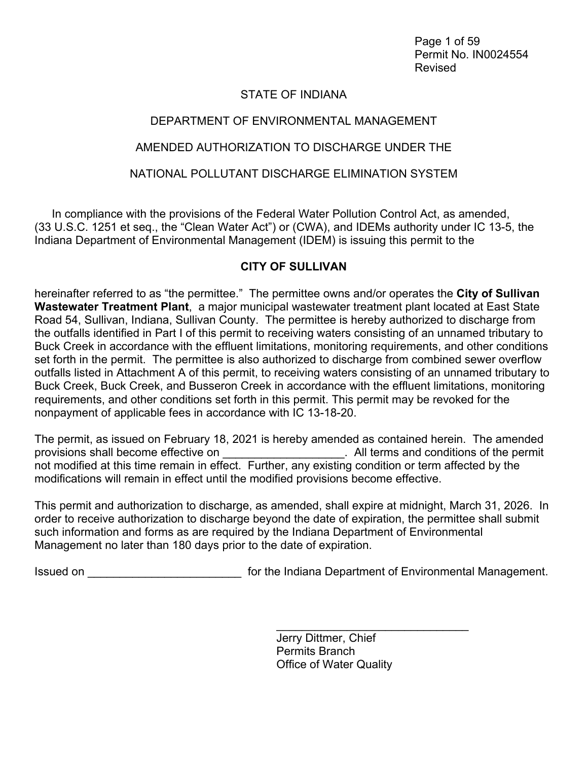STATE OF INDIANA

DEPARTMENT OF ENVIRONMENTAL MANAGEMENT

AMENDED AUTHORIZATION TO DISCHARGE UNDER THE

NATIONAL POLLUTANT DISCHARGE ELIMINATION SYSTEM

In compliance with the provisions of the Federal Water Pollution Control Act, as amended, (33 U.S.C. 1251 et seq., the "Clean Water Act") or (CWA), and IDEMs authority under IC 13-5, the Indiana Department of Environmental Management (IDEM) is issuing this permit to the

**CITY OF SULLIVAN**

hereinafter referred to as "the permittee." The permittee owns and/or operates the **City of Sullivan Wastewater Treatment Plant**, a major municipal wastewater treatment plant located at East State Road 54, Sullivan, Indiana, Sullivan County. The permittee is hereby authorized to discharge from the outfalls identified in Part I of this permit to receiving waters consisting of an unnamed tributary to Buck Creek in accordance with the effluent limitations, monitoring requirements, and other conditions set forth in the permit. The permittee is also authorized to discharge from combined sewer overflow outfalls listed in Attachment A of this permit, to receiving waters consisting of an unnamed tributary to Buck Creek, Buck Creek, and Busseron Creek in accordance with the effluent limitations, monitoring requirements, and other conditions set forth in this permit. This permit may be revoked for the nonpayment of applicable fees in accordance with IC 13-18-20.

The permit, as issued on February 18, 2021 is hereby amended as contained herein. The amended provisions shall become effective on ___________________. All terms and conditions of the permit not modified at this time remain in effect. Further, any existing condition or term affected by the modifications will remain in effect until the modified provisions become effective.

This permit and authorization to discharge, as amended, shall expire at midnight, March 31, 2026. In order to receive authorization to discharge beyond the date of expiration, the permittee shall submit such information and forms as are required by the Indiana Department of Environmental Management no later than 180 days prior to the date of expiration.

Issued on ________________________ for the Indiana Department of Environmental Management.

_______________________________
Jerry Dittmer, Chief
Permits Branch
Office of Water Quality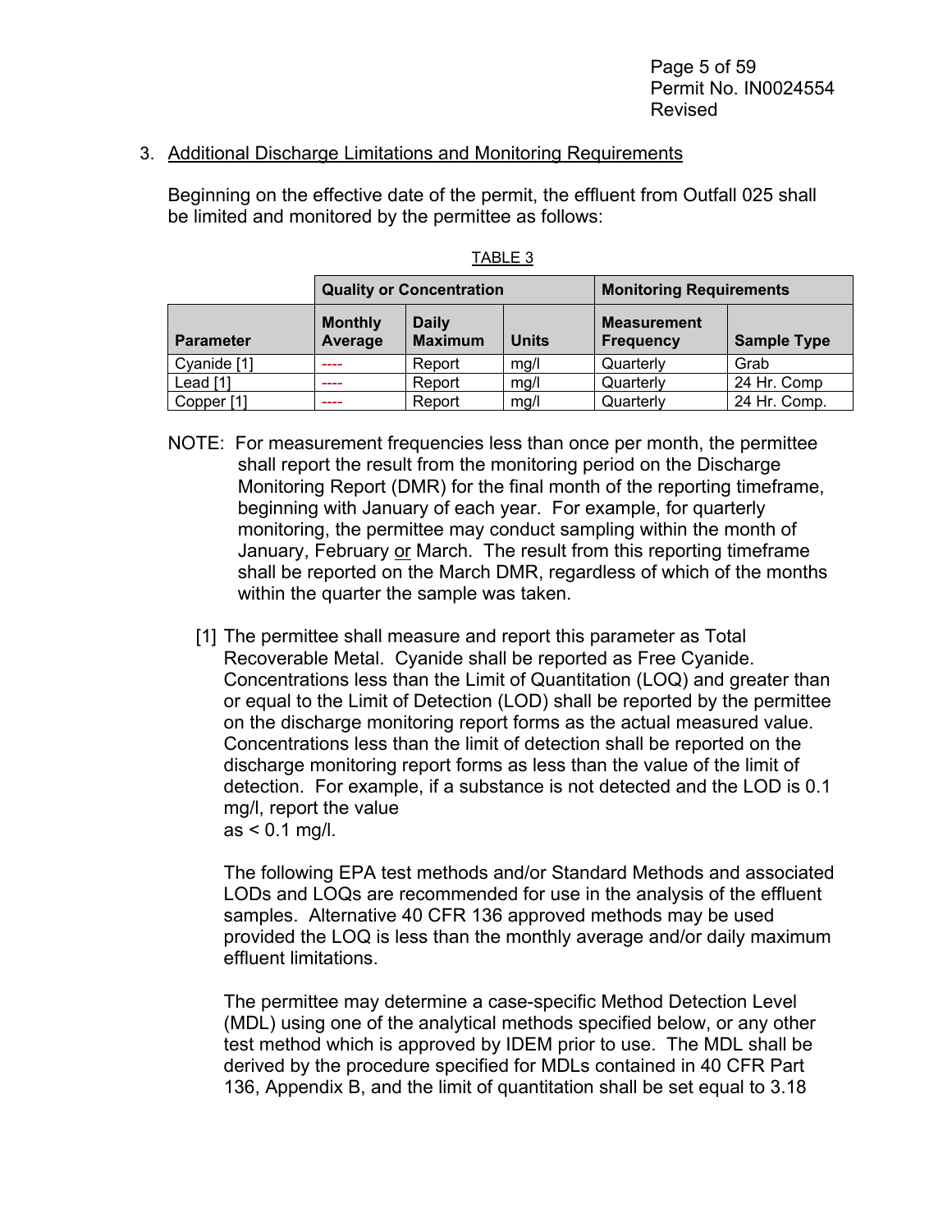3. Additional Discharge Limitations and Monitoring Requirements

Beginning on the effective date of the permit, the effluent from Outfall 025 shall be limited and monitored by the permittee as follows:

TABLE 3

| | Quality or Concentration | | | Monitoring Requirements | |
|---|---|---|---|---|---|
| **Parameter** | **Monthly Average** | **Daily Maximum** | **Units** | **Measurement Frequency** | **Sample Type** |
| Cyanide [1] | ---- | Report | mg/l | Quarterly | Grab |
| Lead [1] | ---- | Report | mg/l | Quarterly | 24 Hr. Comp |
| Copper [1] | ---- | Report | mg/l | Quarterly | 24 Hr. Comp. |

NOTE: For measurement frequencies less than once per month, the permittee shall report the result from the monitoring period on the Discharge Monitoring Report (DMR) for the final month of the reporting timeframe, beginning with January of each year. For example, for quarterly monitoring, the permittee may conduct sampling within the month of January, February or March. The result from this reporting timeframe shall be reported on the March DMR, regardless of which of the months within the quarter the sample was taken.

[1] The permittee shall measure and report this parameter as Total Recoverable Metal. Cyanide shall be reported as Free Cyanide. Concentrations less than the Limit of Quantitation (LOQ) and greater than or equal to the Limit of Detection (LOD) shall be reported by the permittee on the discharge monitoring report forms as the actual measured value. Concentrations less than the limit of detection shall be reported on the discharge monitoring report forms as less than the value of the limit of detection. For example, if a substance is not detected and the LOD is 0.1 mg/l, report the value as < 0.1 mg/l.

The following EPA test methods and/or Standard Methods and associated LODs and LOQs are recommended for use in the analysis of the effluent samples. Alternative 40 CFR 136 approved methods may be used provided the LOQ is less than the monthly average and/or daily maximum effluent limitations.

The permittee may determine a case-specific Method Detection Level (MDL) using one of the analytical methods specified below, or any other test method which is approved by IDEM prior to use. The MDL shall be derived by the procedure specified for MDLs contained in 40 CFR Part 136, Appendix B, and the limit of quantitation shall be set equal to 3.18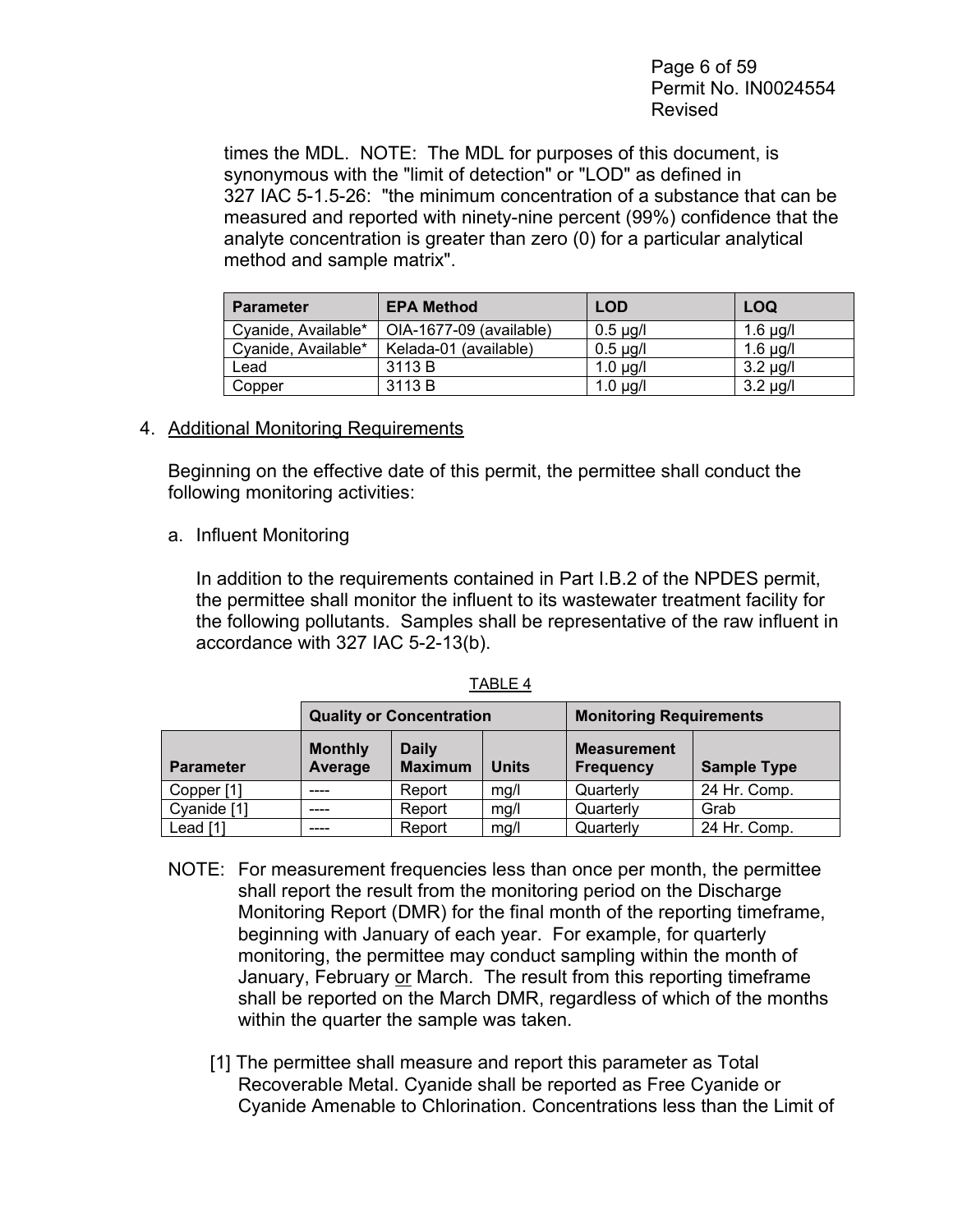times the MDL. NOTE: The MDL for purposes of this document, is synonymous with the "limit of detection" or "LOD" as defined in 327 IAC 5-1.5-26: "the minimum concentration of a substance that can be measured and reported with ninety-nine percent (99%) confidence that the analyte concentration is greater than zero (0) for a particular analytical method and sample matrix".

| Parameter | EPA Method | LOD | LOQ |
|---|---|---|---|
| Cyanide, Available* | OIA-1677-09 (available) | 0.5 µg/l | 1.6 µg/l |
| Cyanide, Available* | Kelada-01 (available) | 0.5 µg/l | 1.6 µg/l |
| Lead | 3113 B | 1.0 µg/l | 3.2 µg/l |
| Copper | 3113 B | 1.0 µg/l | 3.2 µg/l |

4. Additional Monitoring Requirements

Beginning on the effective date of this permit, the permittee shall conduct the following monitoring activities:

a. Influent Monitoring

In addition to the requirements contained in Part I.B.2 of the NPDES permit, the permittee shall monitor the influent to its wastewater treatment facility for the following pollutants. Samples shall be representative of the raw influent in accordance with 327 IAC 5-2-13(b).

TABLE 4

| | Quality or Concentration | | | Monitoring Requirements | |
|---|---|---|---|---|---|
| Parameter | Monthly Average | Daily Maximum | Units | Measurement Frequency | Sample Type |
| Copper [1] | ---- | Report | mg/l | Quarterly | 24 Hr. Comp. |
| Cyanide [1] | ---- | Report | mg/l | Quarterly | Grab |
| Lead [1] | ---- | Report | mg/l | Quarterly | 24 Hr. Comp. |

NOTE: For measurement frequencies less than once per month, the permittee shall report the result from the monitoring period on the Discharge Monitoring Report (DMR) for the final month of the reporting timeframe, beginning with January of each year. For example, for quarterly monitoring, the permittee may conduct sampling within the month of January, February or March. The result from this reporting timeframe shall be reported on the March DMR, regardless of which of the months within the quarter the sample was taken.

[1] The permittee shall measure and report this parameter as Total Recoverable Metal. Cyanide shall be reported as Free Cyanide or Cyanide Amenable to Chlorination. Concentrations less than the Limit of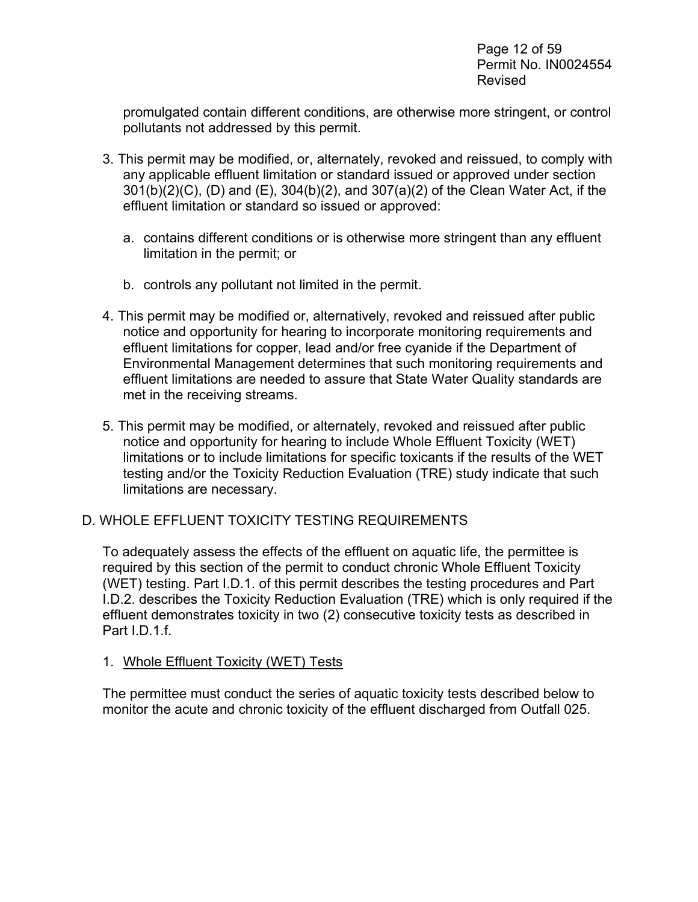promulgated contain different conditions, are otherwise more stringent, or control pollutants not addressed by this permit.

3. This permit may be modified, or, alternately, revoked and reissued, to comply with any applicable effluent limitation or standard issued or approved under section 301(b)(2)(C), (D) and (E), 304(b)(2), and 307(a)(2) of the Clean Water Act, if the effluent limitation or standard so issued or approved:

   a. contains different conditions or is otherwise more stringent than any effluent limitation in the permit; or

   b. controls any pollutant not limited in the permit.

4. This permit may be modified or, alternatively, revoked and reissued after public notice and opportunity for hearing to incorporate monitoring requirements and effluent limitations for copper, lead and/or free cyanide if the Department of Environmental Management determines that such monitoring requirements and effluent limitations are needed to assure that State Water Quality standards are met in the receiving streams.

5. This permit may be modified, or alternately, revoked and reissued after public notice and opportunity for hearing to include Whole Effluent Toxicity (WET) limitations or to include limitations for specific toxicants if the results of the WET testing and/or the Toxicity Reduction Evaluation (TRE) study indicate that such limitations are necessary.

## D. WHOLE EFFLUENT TOXICITY TESTING REQUIREMENTS

To adequately assess the effects of the effluent on aquatic life, the permittee is required by this section of the permit to conduct chronic Whole Effluent Toxicity (WET) testing. Part I.D.1. of this permit describes the testing procedures and Part I.D.2. describes the Toxicity Reduction Evaluation (TRE) which is only required if the effluent demonstrates toxicity in two (2) consecutive toxicity tests as described in Part I.D.1.f.

### 1. Whole Effluent Toxicity (WET) Tests

The permittee must conduct the series of aquatic toxicity tests described below to monitor the acute and chronic toxicity of the effluent discharged from Outfall 025.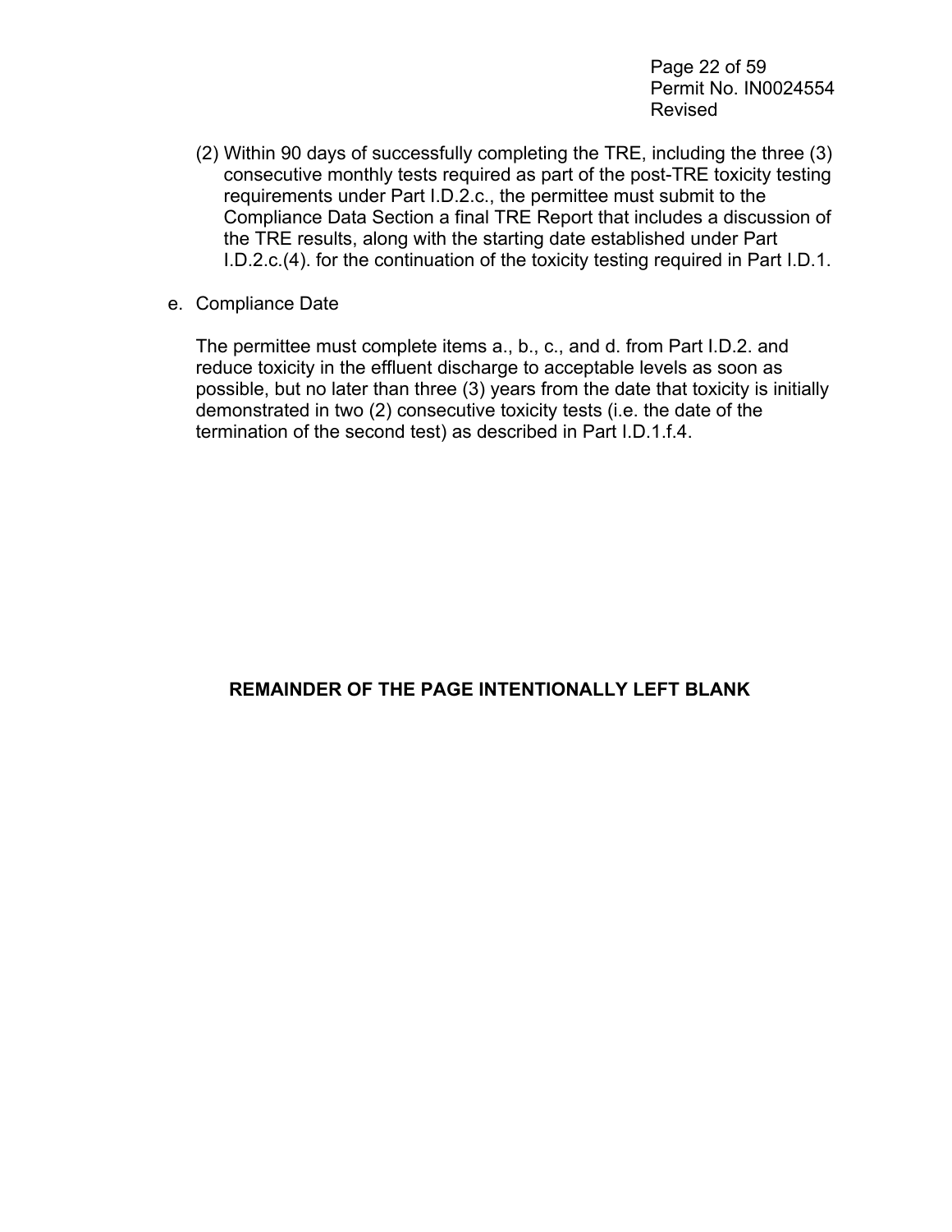(2) Within 90 days of successfully completing the TRE, including the three (3) consecutive monthly tests required as part of the post-TRE toxicity testing requirements under Part I.D.2.c., the permittee must submit to the Compliance Data Section a final TRE Report that includes a discussion of the TRE results, along with the starting date established under Part I.D.2.c.(4). for the continuation of the toxicity testing required in Part I.D.1.

e. Compliance Date

The permittee must complete items a., b., c., and d. from Part I.D.2. and reduce toxicity in the effluent discharge to acceptable levels as soon as possible, but no later than three (3) years from the date that toxicity is initially demonstrated in two (2) consecutive toxicity tests (i.e. the date of the termination of the second test) as described in Part I.D.1.f.4.

**REMAINDER OF THE PAGE INTENTIONALLY LEFT BLANK**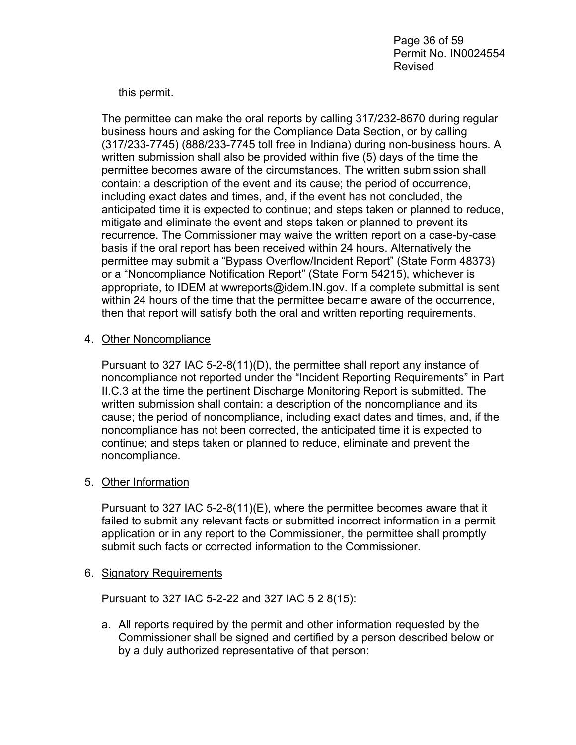this permit.

The permittee can make the oral reports by calling 317/232-8670 during regular business hours and asking for the Compliance Data Section, or by calling (317/233-7745) (888/233-7745 toll free in Indiana) during non-business hours. A written submission shall also be provided within five (5) days of the time the permittee becomes aware of the circumstances. The written submission shall contain: a description of the event and its cause; the period of occurrence, including exact dates and times, and, if the event has not concluded, the anticipated time it is expected to continue; and steps taken or planned to reduce, mitigate and eliminate the event and steps taken or planned to prevent its recurrence. The Commissioner may waive the written report on a case-by-case basis if the oral report has been received within 24 hours. Alternatively the permittee may submit a "Bypass Overflow/Incident Report" (State Form 48373) or a "Noncompliance Notification Report" (State Form 54215), whichever is appropriate, to IDEM at wwreports@idem.IN.gov. If a complete submittal is sent within 24 hours of the time that the permittee became aware of the occurrence, then that report will satisfy both the oral and written reporting requirements.

4. Other Noncompliance

   Pursuant to 327 IAC 5-2-8(11)(D), the permittee shall report any instance of noncompliance not reported under the "Incident Reporting Requirements" in Part II.C.3 at the time the pertinent Discharge Monitoring Report is submitted. The written submission shall contain: a description of the noncompliance and its cause; the period of noncompliance, including exact dates and times, and, if the noncompliance has not been corrected, the anticipated time it is expected to continue; and steps taken or planned to reduce, eliminate and prevent the noncompliance.

5. Other Information

   Pursuant to 327 IAC 5-2-8(11)(E), where the permittee becomes aware that it failed to submit any relevant facts or submitted incorrect information in a permit application or in any report to the Commissioner, the permittee shall promptly submit such facts or corrected information to the Commissioner.

6. Signatory Requirements

   Pursuant to 327 IAC 5-2-22 and 327 IAC 5 2 8(15):

   a. All reports required by the permit and other information requested by the Commissioner shall be signed and certified by a person described below or by a duly authorized representative of that person: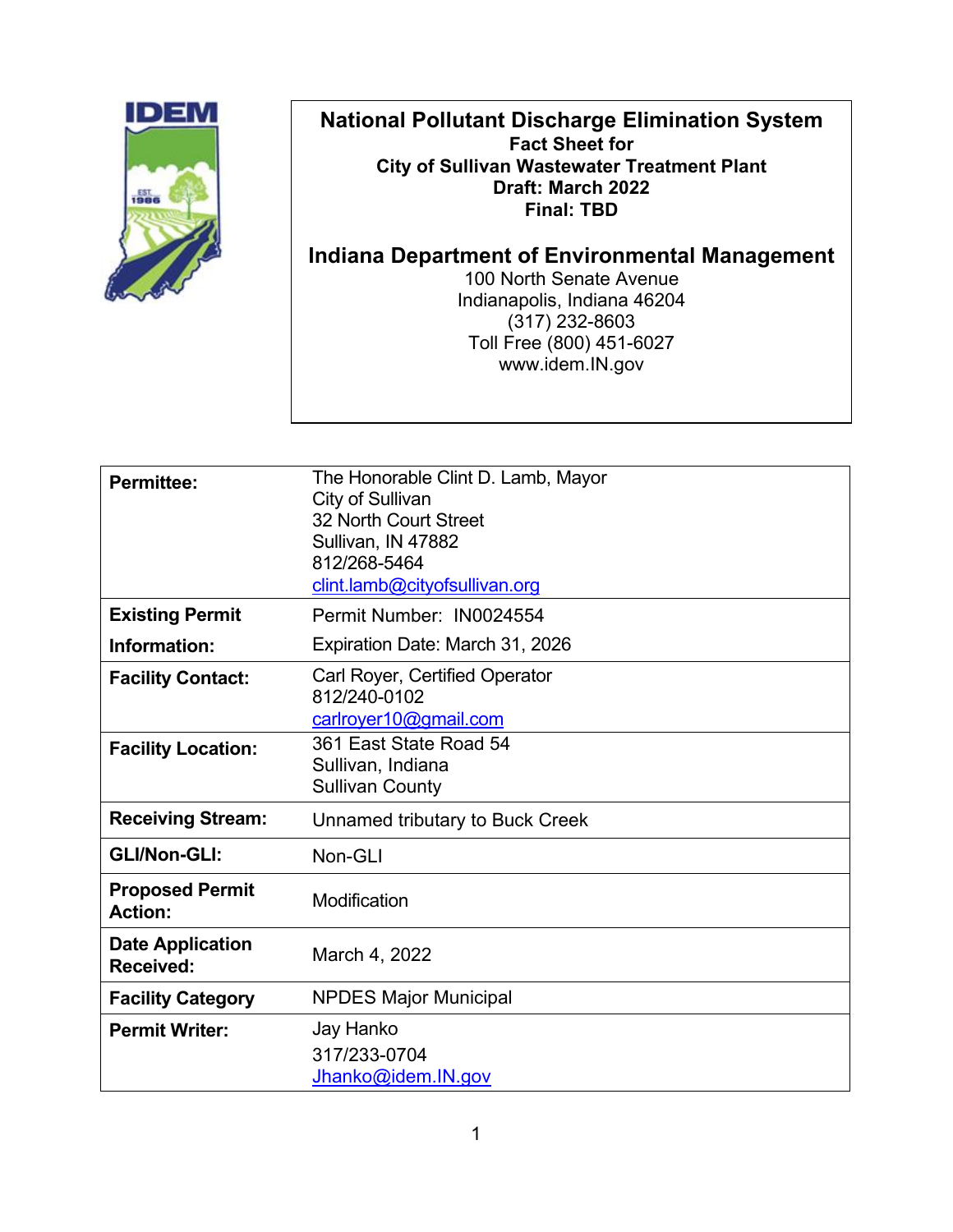# National Pollutant Discharge Elimination System

**Fact Sheet for**
**City of Sullivan Wastewater Treatment Plant**
**Draft: March 2022**
**Final: TBD**

## Indiana Department of Environmental Management

100 North Senate Avenue
Indianapolis, Indiana 46204
(317) 232-8603
Toll Free (800) 451-6027
www.idem.IN.gov

| | |
|---|---|
| **Permittee:** | The Honorable Clint D. Lamb, Mayor<br>City of Sullivan<br>32 North Court Street<br>Sullivan, IN 47882<br>812/268-5464<br>clint.lamb@cityofsullivan.org |
| **Existing Permit Information:** | Permit Number: IN0024554<br>Expiration Date: March 31, 2026 |
| **Facility Contact:** | Carl Royer, Certified Operator<br>812/240-0102<br>carlroyer10@gmail.com |
| **Facility Location:** | 361 East State Road 54<br>Sullivan, Indiana<br>Sullivan County |
| **Receiving Stream:** | Unnamed tributary to Buck Creek |
| **GLI/Non-GLI:** | Non-GLI |
| **Proposed Permit Action:** | Modification |
| **Date Application Received:** | March 4, 2022 |
| **Facility Category** | NPDES Major Municipal |
| **Permit Writer:** | Jay Hanko<br>317/233-0704<br>Jhanko@idem.IN.gov |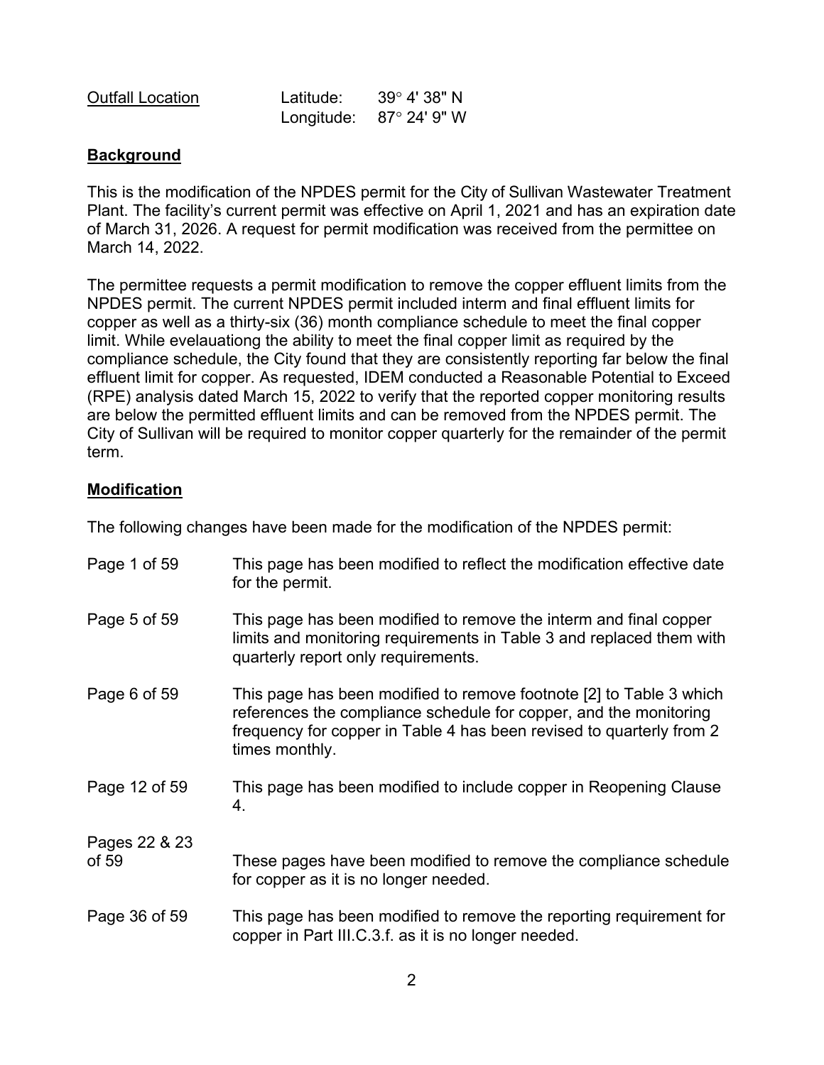Outfall Location Latitude: 39° 4' 38" N
Longitude: 87° 24' 9" W

## Background

This is the modification of the NPDES permit for the City of Sullivan Wastewater Treatment Plant. The facility's current permit was effective on April 1, 2021 and has an expiration date of March 31, 2026. A request for permit modification was received from the permittee on March 14, 2022.

The permittee requests a permit modification to remove the copper effluent limits from the NPDES permit. The current NPDES permit included interm and final effluent limits for copper as well as a thirty-six (36) month compliance schedule to meet the final copper limit. While evelauationg the ability to meet the final copper limit as required by the compliance schedule, the City found that they are consistently reporting far below the final effluent limit for copper. As requested, IDEM conducted a Reasonable Potential to Exceed (RPE) analysis dated March 15, 2022 to verify that the reported copper monitoring results are below the permitted effluent limits and can be removed from the NPDES permit. The City of Sullivan will be required to monitor copper quarterly for the remainder of the permit term.

## Modification

The following changes have been made for the modification of the NPDES permit:

| | |
|---|---|
| Page 1 of 59 | This page has been modified to reflect the modification effective date for the permit. |
| Page 5 of 59 | This page has been modified to remove the interm and final copper limits and monitoring requirements in Table 3 and replaced them with quarterly report only requirements. |
| Page 6 of 59 | This page has been modified to remove footnote [2] to Table 3 which references the compliance schedule for copper, and the monitoring frequency for copper in Table 4 has been revised to quarterly from 2 times monthly. |
| Page 12 of 59 | This page has been modified to include copper in Reopening Clause 4. |
| Pages 22 & 23 of 59 | These pages have been modified to remove the compliance schedule for copper as it is no longer needed. |
| Page 36 of 59 | This page has been modified to remove the reporting requirement for copper in Part III.C.3.f. as it is no longer needed. |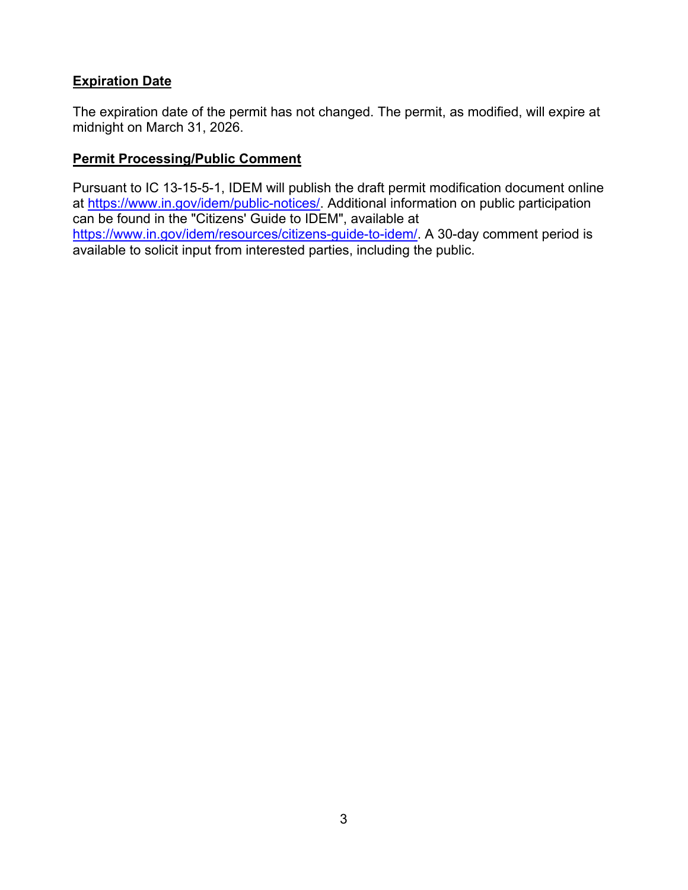**Expiration Date**

The expiration date of the permit has not changed. The permit, as modified, will expire at midnight on March 31, 2026.

**Permit Processing/Public Comment**

Pursuant to IC 13-15-5-1, IDEM will publish the draft permit modification document online at https://www.in.gov/idem/public-notices/. Additional information on public participation can be found in the "Citizens' Guide to IDEM", available at https://www.in.gov/idem/resources/citizens-guide-to-idem/. A 30-day comment period is available to solicit input from interested parties, including the public.